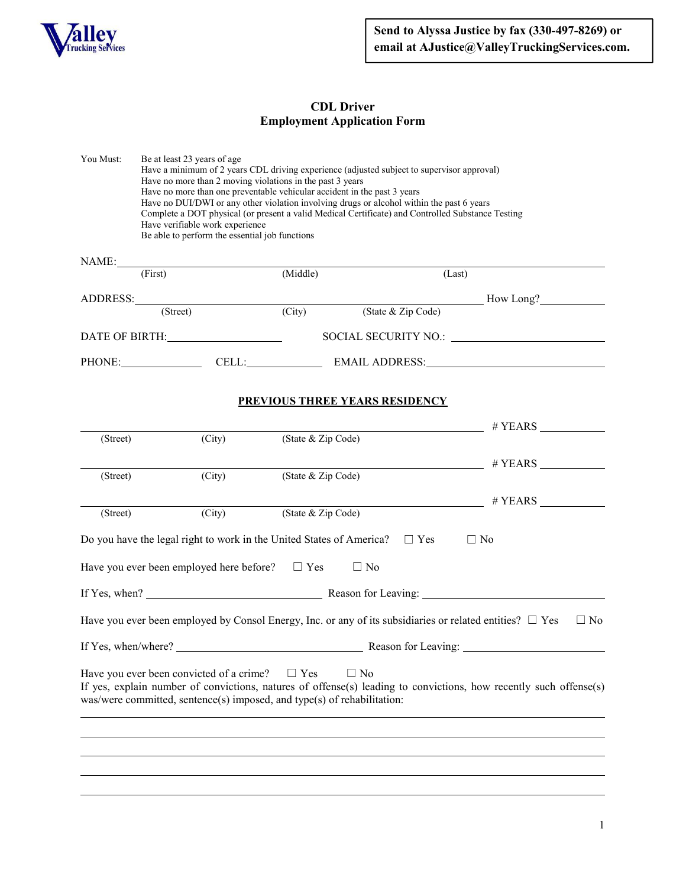Valley Trucking Services

**Send to Alyssa Justice by fax (330-497-8269) or email at AJustice@ValleyTruckingServices.com.**

## CDL Driver
## Employment Application Form

You Must:
- Be at least 23 years of age
- Have a minimum of 2 years CDL driving experience (adjusted subject to supervisor approval)
- Have no more than 2 moving violations in the past 3 years
- Have no more than one preventable vehicular accident in the past 3 years
- Have no DUI/DWI or any other violation involving drugs or alcohol within the past 6 years
- Complete a DOT physical (or present a valid Medical Certificate) and Controlled Substance Testing
- Have verifiable work experience
- Be able to perform the essential job functions

NAME: ______________________________________________
(First) (Middle) (Last)

ADDRESS: ______________________________________________ How Long? __________
(Street) (City) (State & Zip Code)

DATE OF BIRTH: ____________________ SOCIAL SECURITY NO.: ____________________

PHONE: ______________ CELL: ______________ EMAIL ADDRESS: ______________________

### PREVIOUS THREE YEARS RESIDENCY

______________________________________________ # YEARS __________
(Street) (City) (State & Zip Code)

______________________________________________ # YEARS __________
(Street) (City) (State & Zip Code)

______________________________________________ # YEARS __________
(Street) (City) (State & Zip Code)

Do you have the legal right to work in the United States of America? ☐ Yes ☐ No

Have you ever been employed here before? ☐ Yes ☐ No

If Yes, when? ______________________ Reason for Leaving: ______________________

Have you ever been employed by Consol Energy, Inc. or any of its subsidiaries or related entities? ☐ Yes ☐ No

If Yes, when/where? ______________________ Reason for Leaving: ______________________

Have you ever been convicted of a crime? ☐ Yes ☐ No

If yes, explain number of convictions, natures of offense(s) leading to convictions, how recently such offense(s) was/were committed, sentence(s) imposed, and type(s) of rehabilitation:

______________________________________________

______________________________________________

______________________________________________

______________________________________________

______________________________________________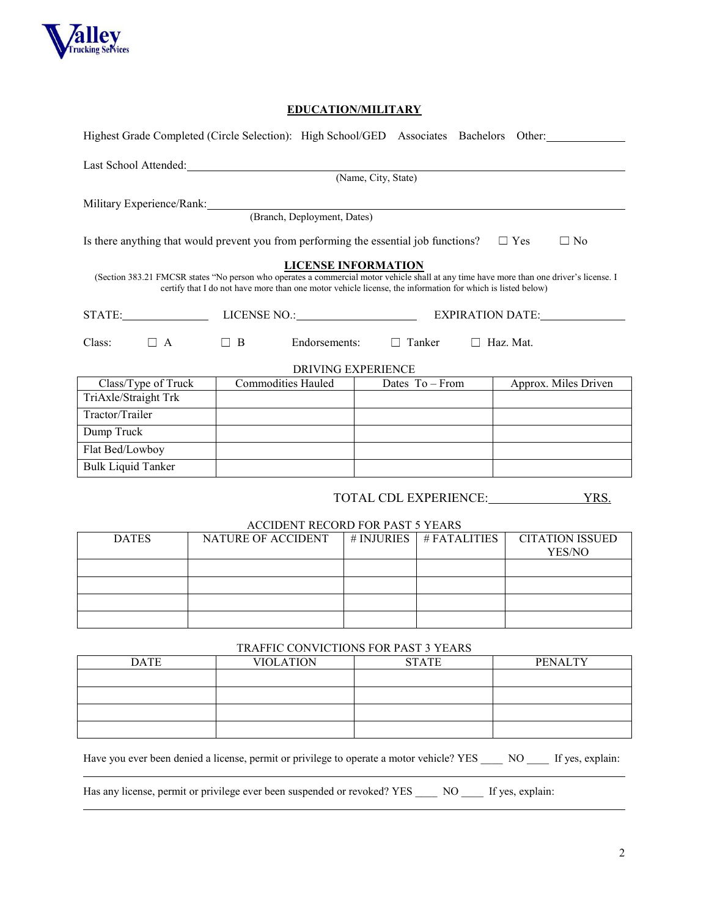Valley Trucking Services

## EDUCATION/MILITARY

Highest Grade Completed (Circle Selection): High School/GED Associates Bachelors Other:\_\_\_\_\_\_\_\_\_\_\_\_

Last School Attended:\_\_\_\_\_\_\_\_\_\_\_\_\_\_\_\_\_\_\_\_\_\_\_\_\_\_\_\_\_\_\_\_\_\_\_\_\_\_\_\_
(Name, City, State)

Military Experience/Rank:\_\_\_\_\_\_\_\_\_\_\_\_\_\_\_\_\_\_\_\_\_\_\_\_\_\_\_\_\_\_\_\_\_\_\_\_\_\_\_\_
(Branch, Deployment, Dates)

Is there anything that would prevent you from performing the essential job functions? ☐ Yes ☐ No

## LICENSE INFORMATION

(Section 383.21 FMCSR states "No person who operates a commercial motor vehicle shall at any time have more than one driver's license. I certify that I do not have more than one motor vehicle license, the information for which is listed below)

STATE:\_\_\_\_\_\_\_\_\_\_\_\_ LICENSE NO.:\_\_\_\_\_\_\_\_\_\_\_\_\_\_\_\_ EXPIRATION DATE:\_\_\_\_\_\_\_\_\_\_\_\_

Class: ☐ A ☐ B Endorsements: ☐ Tanker ☐ Haz. Mat.

DRIVING EXPERIENCE

| Class/Type of Truck | Commodities Hauled | Dates To – From | Approx. Miles Driven |
|---|---|---|---|
| TriAxle/Straight Trk | | | |
| Tractor/Trailer | | | |
| Dump Truck | | | |
| Flat Bed/Lowboy | | | |
| Bulk Liquid Tanker | | | |

TOTAL CDL EXPERIENCE:\_\_\_\_\_\_\_\_\_\_\_\_ YRS.

ACCIDENT RECORD FOR PAST 5 YEARS

| DATES | NATURE OF ACCIDENT | # INJURIES | # FATALITIES | CITATION ISSUED YES/NO |
|---|---|---|---|---|
| | | | | |
| | | | | |
| | | | | |
| | | | | |

TRAFFIC CONVICTIONS FOR PAST 3 YEARS

| DATE | VIOLATION | STATE | PENALTY |
|---|---|---|---|
| | | | |
| | | | |
| | | | |
| | | | |

Have you ever been denied a license, permit or privilege to operate a motor vehicle? YES \_\_\_\_ NO \_\_\_\_ If yes, explain:

\_\_\_\_\_\_\_\_\_\_\_\_\_\_\_\_\_\_\_\_\_\_\_\_\_\_\_\_\_\_\_\_\_\_\_\_\_\_\_\_\_\_\_\_\_\_\_\_\_\_\_\_

Has any license, permit or privilege ever been suspended or revoked? YES \_\_\_\_ NO \_\_\_\_ If yes, explain:

\_\_\_\_\_\_\_\_\_\_\_\_\_\_\_\_\_\_\_\_\_\_\_\_\_\_\_\_\_\_\_\_\_\_\_\_\_\_\_\_\_\_\_\_\_\_\_\_\_\_\_\_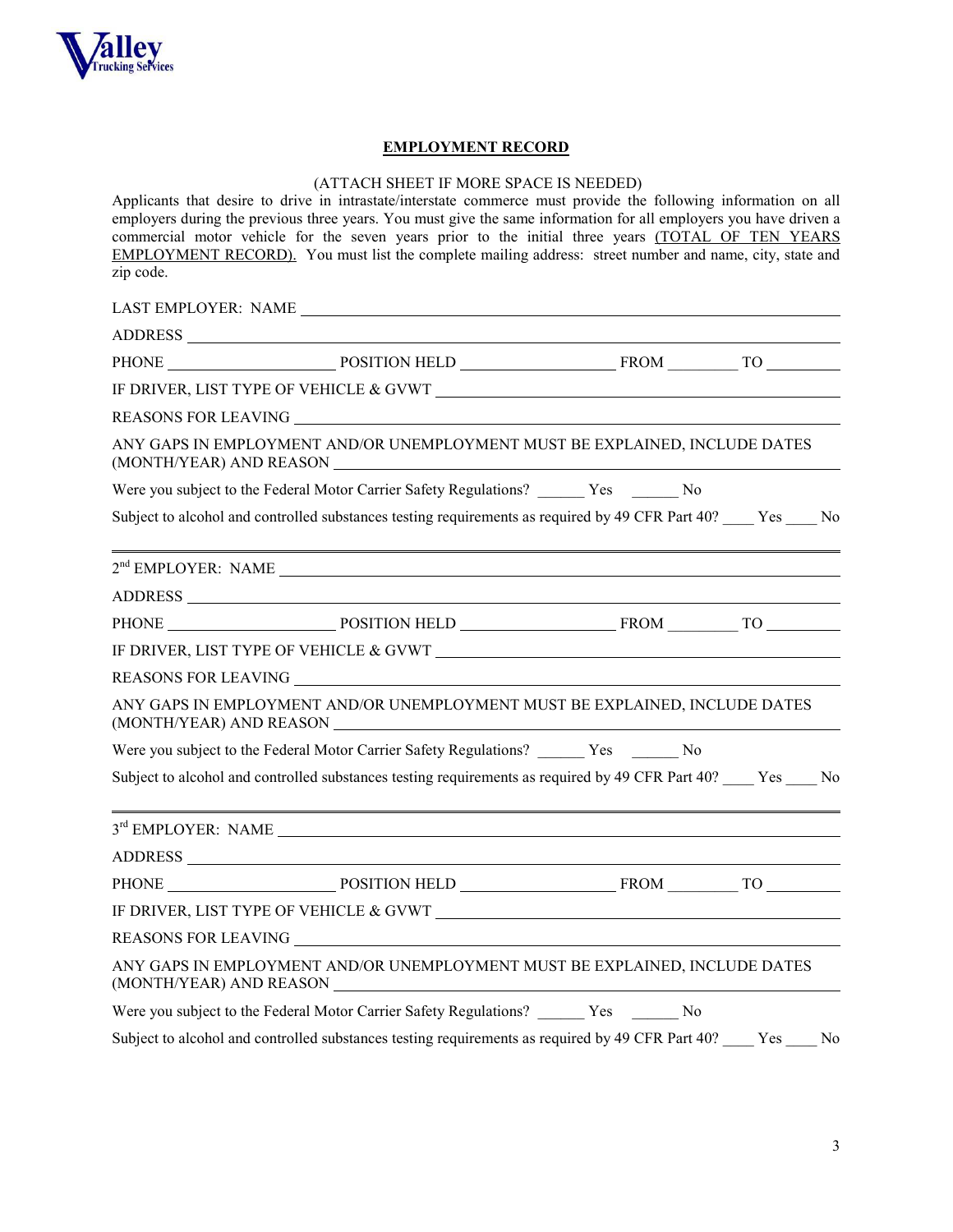Valley Trucking Services

## EMPLOYMENT RECORD

(ATTACH SHEET IF MORE SPACE IS NEEDED)

Applicants that desire to drive in intrastate/interstate commerce must provide the following information on all employers during the previous three years. You must give the same information for all employers you have driven a commercial motor vehicle for the seven years prior to the initial three years (TOTAL OF TEN YEARS EMPLOYMENT RECORD). You must list the complete mailing address: street number and name, city, state and zip code.

LAST EMPLOYER: NAME ______________________________________________

ADDRESS ______________________________________________

PHONE ____________________ POSITION HELD ____________________ FROM __________ TO __________

IF DRIVER, LIST TYPE OF VEHICLE & GVWT ______________________________________________

REASONS FOR LEAVING ______________________________________________

ANY GAPS IN EMPLOYMENT AND/OR UNEMPLOYMENT MUST BE EXPLAINED, INCLUDE DATES (MONTH/YEAR) AND REASON ______________________________________________

Were you subject to the Federal Motor Carrier Safety Regulations? ______ Yes ______ No

Subject to alcohol and controlled substances testing requirements as required by 49 CFR Part 40? ____ Yes ____ No

---

2nd EMPLOYER: NAME ______________________________________________

ADDRESS ______________________________________________

PHONE ____________________ POSITION HELD ____________________ FROM __________ TO __________

IF DRIVER, LIST TYPE OF VEHICLE & GVWT ______________________________________________

REASONS FOR LEAVING ______________________________________________

ANY GAPS IN EMPLOYMENT AND/OR UNEMPLOYMENT MUST BE EXPLAINED, INCLUDE DATES (MONTH/YEAR) AND REASON ______________________________________________

Were you subject to the Federal Motor Carrier Safety Regulations? ______ Yes ______ No

Subject to alcohol and controlled substances testing requirements as required by 49 CFR Part 40? ____ Yes ____ No

---

3rd EMPLOYER: NAME ______________________________________________

ADDRESS ______________________________________________

PHONE ____________________ POSITION HELD ____________________ FROM __________ TO __________

IF DRIVER, LIST TYPE OF VEHICLE & GVWT ______________________________________________

REASONS FOR LEAVING ______________________________________________

ANY GAPS IN EMPLOYMENT AND/OR UNEMPLOYMENT MUST BE EXPLAINED, INCLUDE DATES (MONTH/YEAR) AND REASON ______________________________________________

Were you subject to the Federal Motor Carrier Safety Regulations? ______ Yes ______ No

Subject to alcohol and controlled substances testing requirements as required by 49 CFR Part 40? ____ Yes ____ No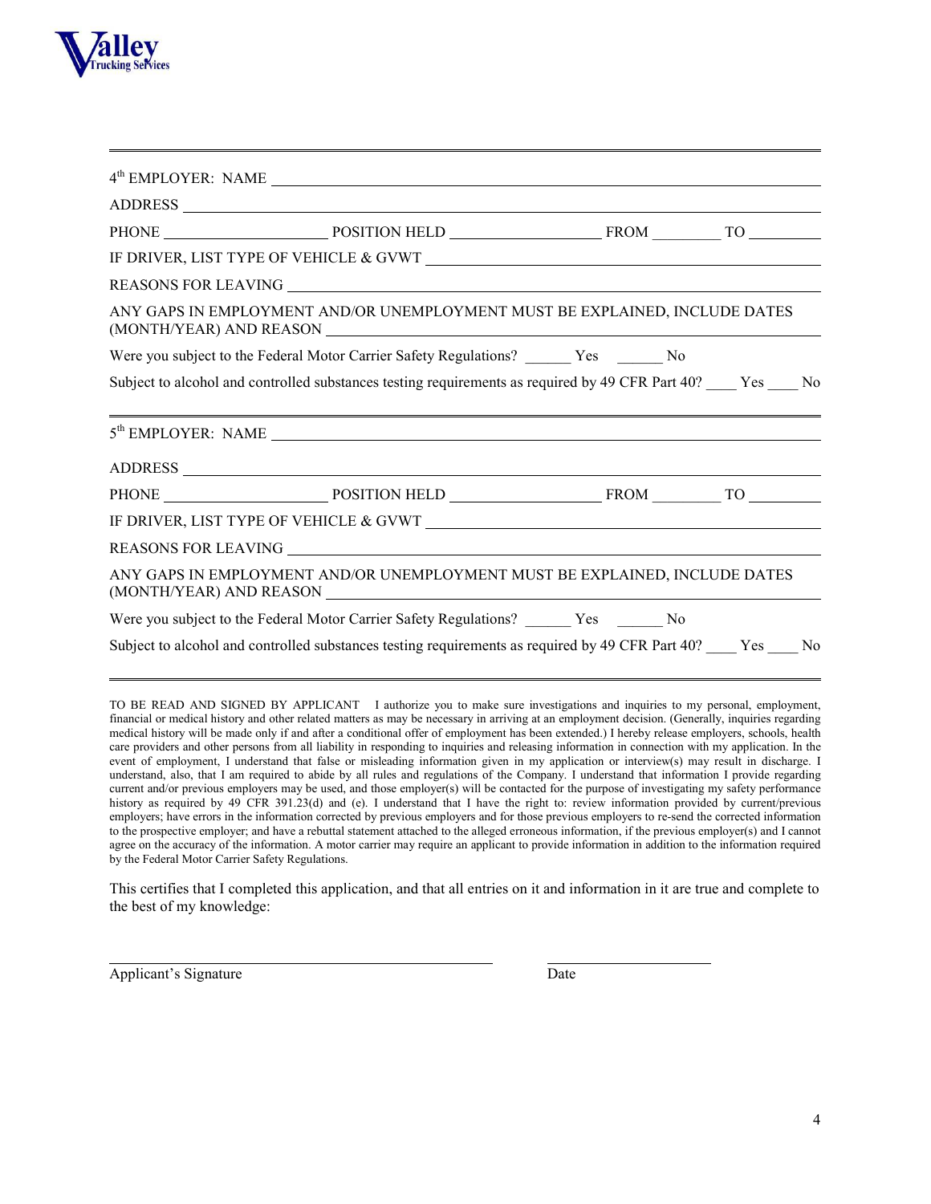Valley Trucking Services

---

4th EMPLOYER: NAME ______________________________________________

ADDRESS ______________________________________________

PHONE ____________________ POSITION HELD ____________________ FROM ________ TO ________

IF DRIVER, LIST TYPE OF VEHICLE & GVWT ______________________________________________

REASONS FOR LEAVING ______________________________________________

ANY GAPS IN EMPLOYMENT AND/OR UNEMPLOYMENT MUST BE EXPLAINED, INCLUDE DATES (MONTH/YEAR) AND REASON ______________________________________________

Were you subject to the Federal Motor Carrier Safety Regulations? ______ Yes ______ No

Subject to alcohol and controlled substances testing requirements as required by 49 CFR Part 40? ____ Yes ____ No

---

5th EMPLOYER: NAME ______________________________________________

ADDRESS ______________________________________________

PHONE ____________________ POSITION HELD ____________________ FROM ________ TO ________

IF DRIVER, LIST TYPE OF VEHICLE & GVWT ______________________________________________

REASONS FOR LEAVING ______________________________________________

ANY GAPS IN EMPLOYMENT AND/OR UNEMPLOYMENT MUST BE EXPLAINED, INCLUDE DATES (MONTH/YEAR) AND REASON ______________________________________________

Were you subject to the Federal Motor Carrier Safety Regulations? ______ Yes ______ No

Subject to alcohol and controlled substances testing requirements as required by 49 CFR Part 40? ____ Yes ____ No

---

TO BE READ AND SIGNED BY APPLICANT I authorize you to make sure investigations and inquiries to my personal, employment, financial or medical history and other related matters as may be necessary in arriving at an employment decision. (Generally, inquiries regarding medical history will be made only if and after a conditional offer of employment has been extended.) I hereby release employers, schools, health care providers and other persons from all liability in responding to inquiries and releasing information in connection with my application. In the event of employment, I understand that false or misleading information given in my application or interview(s) may result in discharge. I understand, also, that I am required to abide by all rules and regulations of the Company. I understand that information I provide regarding current and/or previous employers may be used, and those employer(s) will be contacted for the purpose of investigating my safety performance history as required by 49 CFR 391.23(d) and (e). I understand that I have the right to: review information provided by current/previous employers; have errors in the information corrected by previous employers and for those previous employers to re-send the corrected information to the prospective employer; and have a rebuttal statement attached to the alleged erroneous information, if the previous employer(s) and I cannot agree on the accuracy of the information. A motor carrier may require an applicant to provide information in addition to the information required by the Federal Motor Carrier Safety Regulations.

This certifies that I completed this application, and that all entries on it and information in it are true and complete to the best of my knowledge:

______________________________________ ____________________

Applicant's Signature Date